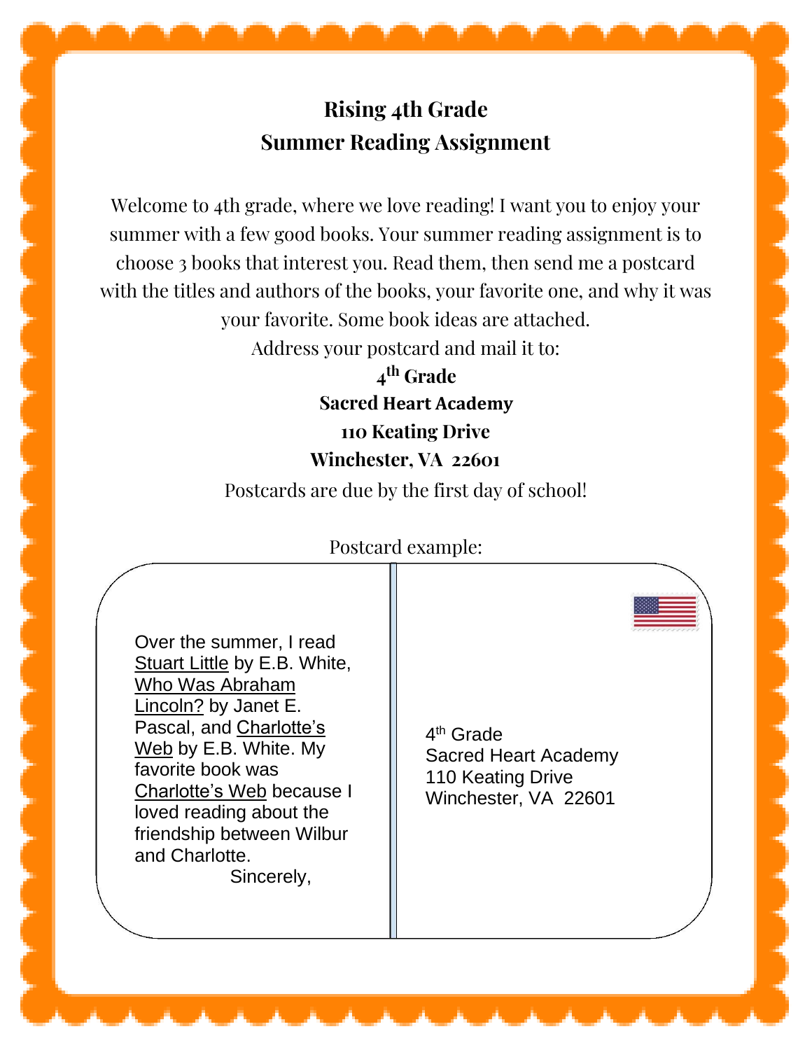# Rising 4th Grade
# Summer Reading Assignment

Welcome to 4th grade, where we love reading! I want you to enjoy your summer with a few good books. Your summer reading assignment is to choose 3 books that interest you. Read them, then send me a postcard with the titles and authors of the books, your favorite one, and why it was your favorite. Some book ideas are attached.

Address your postcard and mail it to:

**4th Grade**
**Sacred Heart Academy**
**110 Keating Drive**
**Winchester, VA 22601**

Postcards are due by the first day of school!

Postcard example:

Over the summer, I read Stuart Little by E.B. White, Who Was Abraham Lincoln? by Janet E. Pascal, and Charlotte's Web by E.B. White. My favorite book was Charlotte's Web because I loved reading about the friendship between Wilbur and Charlotte.

Sincerely,

4th Grade
Sacred Heart Academy
110 Keating Drive
Winchester, VA 22601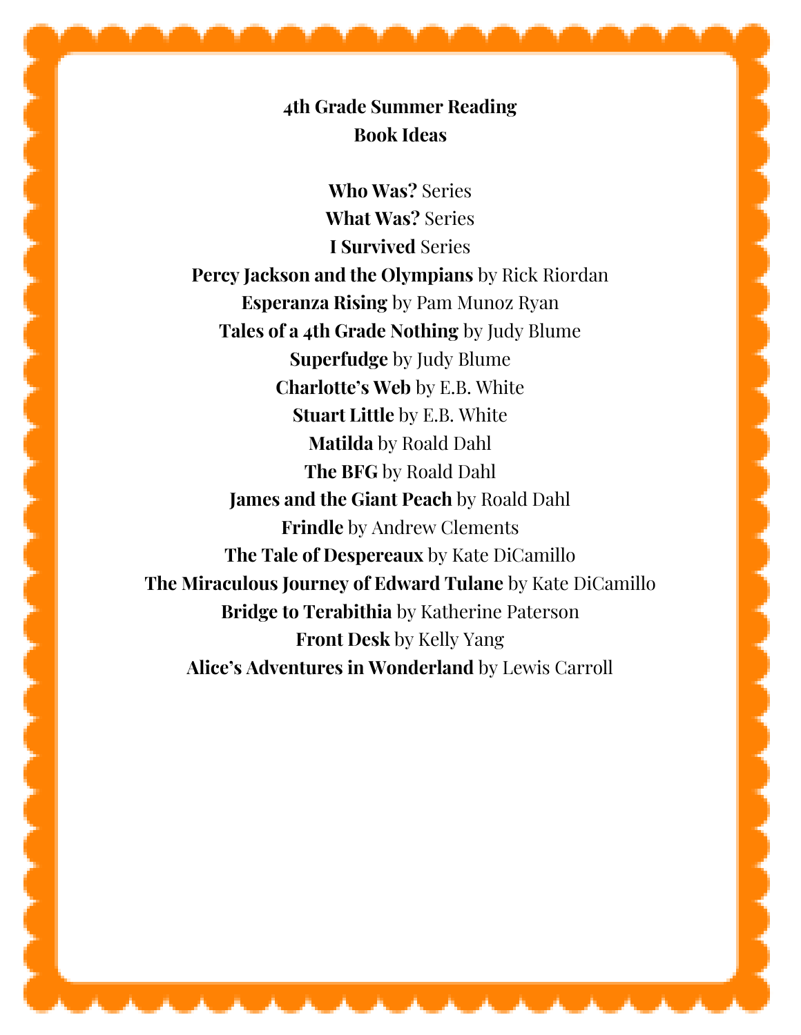# 4th Grade Summer Reading
# Book Ideas

**Who Was?** Series
**What Was?** Series
**I Survived** Series
**Percy Jackson and the Olympians** by Rick Riordan
**Esperanza Rising** by Pam Munoz Ryan
**Tales of a 4th Grade Nothing** by Judy Blume
**Superfudge** by Judy Blume
**Charlotte's Web** by E.B. White
**Stuart Little** by E.B. White
**Matilda** by Roald Dahl
**The BFG** by Roald Dahl
**James and the Giant Peach** by Roald Dahl
**Frindle** by Andrew Clements
**The Tale of Despereaux** by Kate DiCamillo
**The Miraculous Journey of Edward Tulane** by Kate DiCamillo
**Bridge to Terabithia** by Katherine Paterson
**Front Desk** by Kelly Yang
**Alice's Adventures in Wonderland** by Lewis Carroll